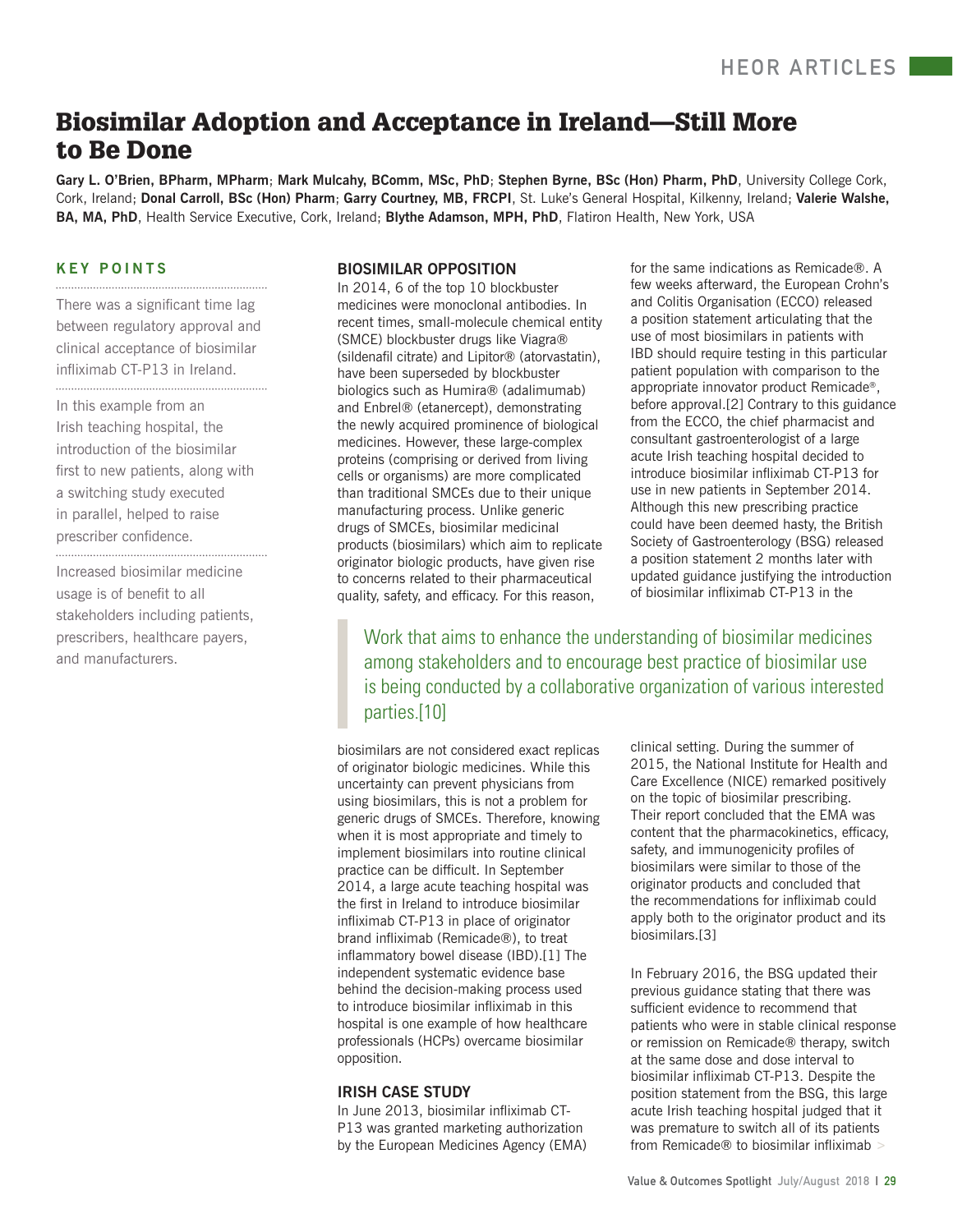# Biosimilar Adoption and Acceptance in Ireland—Still More to Be Done

**Gary L. O'Brien, BPharm, MPharm**; **Mark Mulcahy, BComm, MSc, PhD**; **Stephen Byrne, BSc (Hon) Pharm, PhD**, University College Cork, Cork, Ireland; **Donal Carroll, BSc (Hon) Pharm**; **Garry Courtney, MB, FRCPI**, St. Luke's General Hospital, Kilkenny, Ireland; **Valerie Walshe, BA, MA, PhD**, Health Service Executive, Cork, Ireland; **Blythe Adamson, MPH, PhD**, Flatiron Health, New York, USA

## KEY POINTS

There was a significant time lag between regulatory approval and clinical acceptance of biosimilar infliximab CT-P13 in Ireland.

In this example from an Irish teaching hospital, the introduction of the biosimilar first to new patients, along with a switching study executed in parallel, helped to raise prescriber confidence.

Increased biosimilar medicine usage is of benefit to all stakeholders including patients, prescribers, healthcare payers, and manufacturers.

## BIOSIMILAR OPPOSITION

In 2014, 6 of the top 10 blockbuster medicines were monoclonal antibodies. In recent times, small-molecule chemical entity (SMCE) blockbuster drugs like Viagra® (sildenafil citrate) and Lipitor® (atorvastatin), have been superseded by blockbuster biologics such as Humira® (adalimumab) and Enbrel® (etanercept), demonstrating the newly acquired prominence of biological medicines. However, these large-complex proteins (comprising or derived from living cells or organisms) are more complicated than traditional SMCEs due to their unique manufacturing process. Unlike generic drugs of SMCEs, biosimilar medicinal products (biosimilars) which aim to replicate originator biologic products, have given rise to concerns related to their pharmaceutical quality, safety, and efficacy. For this reason, biosimilars are not considered exact replicas of originator biologic medicines. While this uncertainty can prevent physicians from using biosimilars, this is not a problem for generic drugs of SMCEs. Therefore, knowing when it is most appropriate and timely to implement biosimilars into routine clinical practice can be difficult. In September 2014, a large acute teaching hospital was the first in Ireland to introduce biosimilar infliximab CT-P13 in place of originator brand infliximab (Remicade®), to treat inflammatory bowel disease (IBD).[1] The independent systematic evidence base behind the decision-making process used to introduce biosimilar infliximab in this hospital is one example of how healthcare professionals (HCPs) overcame biosimilar opposition.

> Work that aims to enhance the understanding of biosimilar medicines among stakeholders and to encourage best practice of biosimilar use is being conducted by a collaborative organization of various interested parties.[10]

## IRISH CASE STUDY

In June 2013, biosimilar infliximab CT-P13 was granted marketing authorization by the European Medicines Agency (EMA) for the same indications as Remicade®. A few weeks afterward, the European Crohn's and Colitis Organisation (ECCO) released a position statement articulating that the use of most biosimilars in patients with IBD should require testing in this particular patient population with comparison to the appropriate innovator product Remicade®, before approval.[2] Contrary to this guidance from the ECCO, the chief pharmacist and consultant gastroenterologist of a large acute Irish teaching hospital decided to introduce biosimilar infliximab CT-P13 for use in new patients in September 2014. Although this new prescribing practice could have been deemed hasty, the British Society of Gastroenterology (BSG) released a position statement 2 months later with updated guidance justifying the introduction of biosimilar infliximab CT-P13 in the clinical setting. During the summer of 2015, the National Institute for Health and Care Excellence (NICE) remarked positively on the topic of biosimilar prescribing. Their report concluded that the EMA was content that the pharmacokinetics, efficacy, safety, and immunogenicity profiles of biosimilars were similar to those of the originator products and concluded that the recommendations for infliximab could apply both to the originator product and its biosimilars.[3]

In February 2016, the BSG updated their previous guidance stating that there was sufficient evidence to recommend that patients who were in stable clinical response or remission on Remicade® therapy, switch at the same dose and dose interval to biosimilar infliximab CT-P13. Despite the position statement from the BSG, this large acute Irish teaching hospital judged that it was premature to switch all of its patients from Remicade® to biosimilar infliximab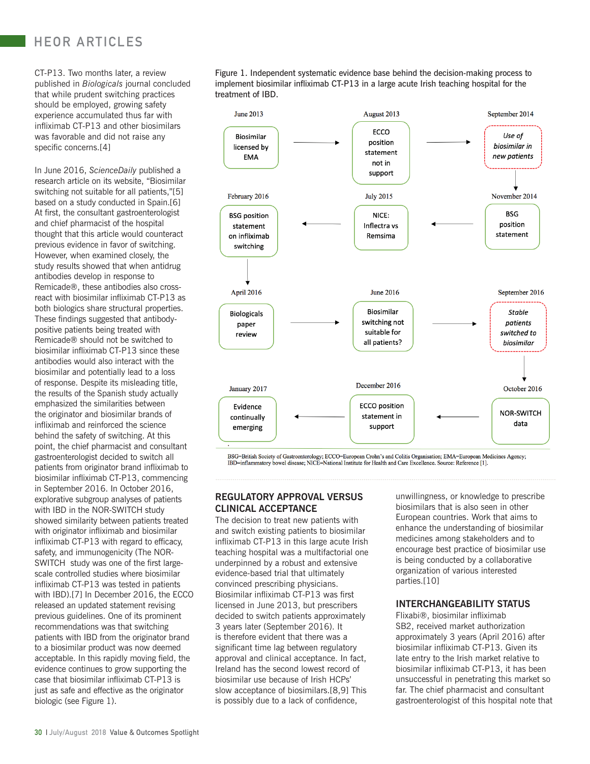CT-P13. Two months later, a review published in *Biologicals* journal concluded that while prudent switching practices should be employed, growing safety experience accumulated thus far with infliximab CT-P13 and other biosimilars was favorable and did not raise any specific concerns.[4]

In June 2016, *ScienceDaily* published a research article on its website, "Biosimilar switching not suitable for all patients,"[5] based on a study conducted in Spain.[6] At first, the consultant gastroenterologist and chief pharmacist of the hospital thought that this article would counteract previous evidence in favor of switching. However, when examined closely, the study results showed that when antidrug antibodies develop in response to Remicade®, these antibodies also cross-react with biosimilar infliximab CT-P13 as both biologics share structural properties. These findings suggested that antibody-positive patients being treated with Remicade® should not be switched to biosimilar infliximab CT-P13 since these antibodies would also interact with the biosimilar and potentially lead to a loss of response. Despite its misleading title, the results of the Spanish study actually emphasized the similarities between the originator and biosimilar brands of infliximab and reinforced the science behind the safety of switching. At this point, the chief pharmacist and consultant gastroenterologist decided to switch all patients from originator brand infliximab to biosimilar infliximab CT-P13, commencing in September 2016. In October 2016, explorative subgroup analyses of patients with IBD in the NOR-SWITCH study showed similarity between patients treated with originator infliximab and biosimilar infliximab CT-P13 with regard to efficacy, safety, and immunogenicity (The NOR-SWITCH study was one of the first large-scale controlled studies where biosimilar infliximab CT-P13 was tested in patients with IBD).[7] In December 2016, the ECCO released an updated statement revising previous guidelines. One of its prominent recommendations was that switching patients with IBD from the originator brand to a biosimilar product was now deemed acceptable. In this rapidly moving field, the evidence continues to grow supporting the case that biosimilar infliximab CT-P13 is just as safe and effective as the originator biologic (see Figure 1).

Figure 1. Independent systematic evidence base behind the decision-making process to implement biosimilar infliximab CT-P13 in a large acute Irish teaching hospital for the treatment of IBD.

June 2013
Biosimilar licensed by EMA

August 2013
ECCO position statement not in support

September 2014
*Use of biosimilar in new patients*

November 2014
BSG position statement

July 2015
NICE: Inflectra vs Remsima

February 2016
BSG position statement on infliximab switching

April 2016
Biologicals paper review

June 2016
Biosimilar switching not suitable for all patients?

September 2016
*Stable patients switched to biosimilar*

October 2016
NOR-SWITCH data

December 2016
ECCO position statement in support

January 2017
Evidence continually emerging

BSG=British Society of Gastroenterology; ECCO=European Crohn's and Colitis Organisation; EMA=European Medicines Agency; IBD=inflammatory bowel disease; NICE=National Institute for Health and Care Excellence. Source: Reference [1].

## REGULATORY APPROVAL VERSUS CLINICAL ACCEPTANCE

The decision to treat new patients with and switch existing patients to biosimilar infliximab CT-P13 in this large acute Irish teaching hospital was a multifactorial one underpinned by a robust and extensive evidence-based trial that ultimately convinced prescribing physicians. Biosimilar infliximab CT-P13 was first licensed in June 2013, but prescribers decided to switch patients approximately 3 years later (September 2016). It is therefore evident that there was a significant time lag between regulatory approval and clinical acceptance. In fact, Ireland has the second lowest record of biosimilar use because of Irish HCPs' slow acceptance of biosimilars.[8,9] This is possibly due to a lack of confidence, unwillingness, or knowledge to prescribe biosimilars that is also seen in other European countries. Work that aims to enhance the understanding of biosimilar medicines among stakeholders and to encourage best practice of biosimilar use is being conducted by a collaborative organization of various interested parties.[10]

## INTERCHANGEABILITY STATUS

Flixabi®, biosimilar infliximab SB2, received market authorization approximately 3 years (April 2016) after biosimilar infliximab CT-P13. Given its late entry to the Irish market relative to biosimilar infliximab CT-P13, it has been unsuccessful in penetrating this market so far. The chief pharmacist and consultant gastroenterologist of this hospital note that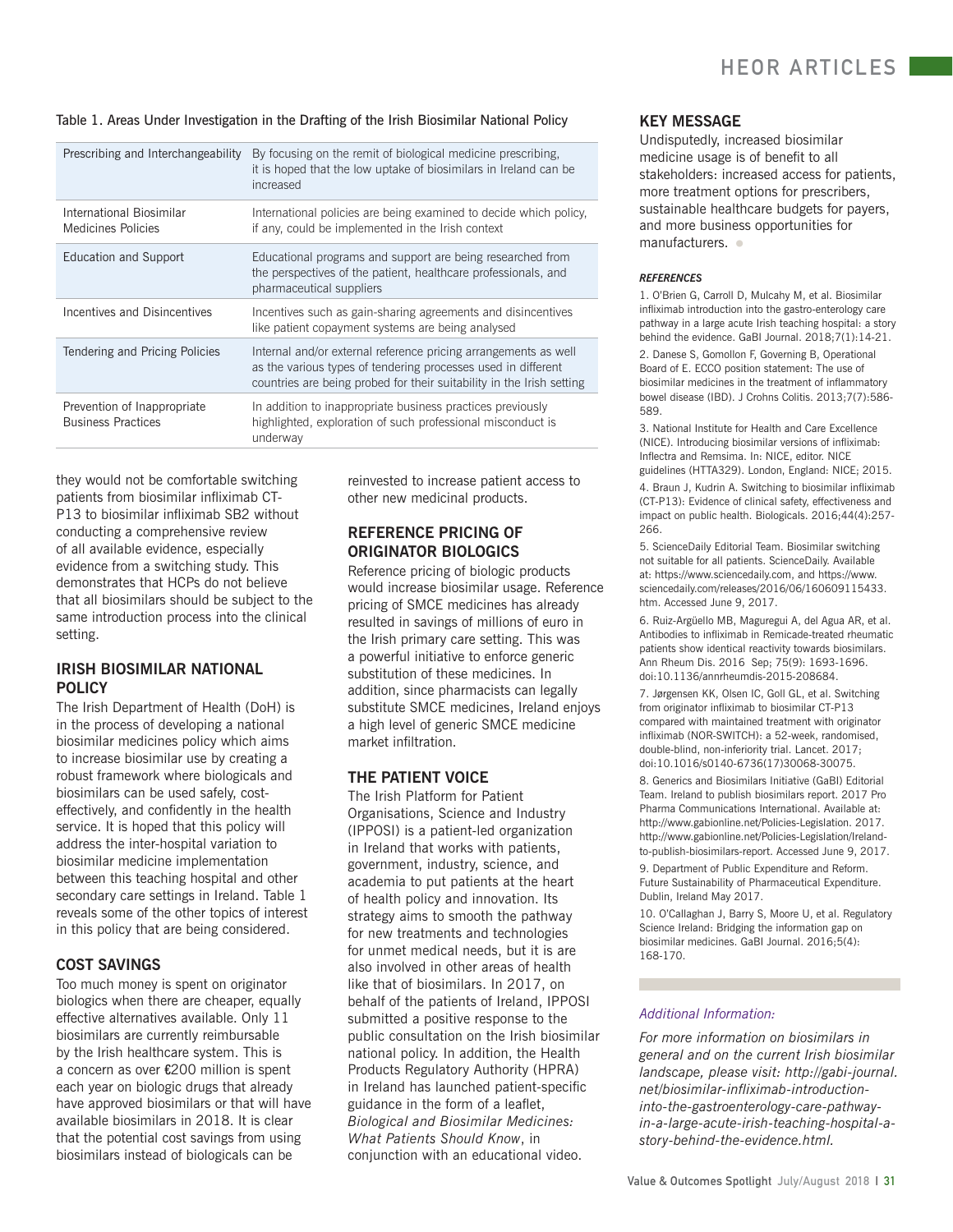Table 1. Areas Under Investigation in the Drafting of the Irish Biosimilar National Policy

| | |
|---|---|
| Prescribing and Interchangeability | By focusing on the remit of biological medicine prescribing, it is hoped that the low uptake of biosimilars in Ireland can be increased |
| International Biosimilar Medicines Policies | International policies are being examined to decide which policy, if any, could be implemented in the Irish context |
| Education and Support | Educational programs and support are being researched from the perspectives of the patient, healthcare professionals, and pharmaceutical suppliers |
| Incentives and Disincentives | Incentives such as gain-sharing agreements and disincentives like patient copayment systems are being analysed |
| Tendering and Pricing Policies | Internal and/or external reference pricing arrangements as well as the various types of tendering processes used in different countries are being probed for their suitability in the Irish setting |
| Prevention of Inappropriate Business Practices | In addition to inappropriate business practices previously highlighted, exploration of such professional misconduct is underway |

they would not be comfortable switching patients from biosimilar infliximab CT-P13 to biosimilar infliximab SB2 without conducting a comprehensive review of all available evidence, especially evidence from a switching study. This demonstrates that HCPs do not believe that all biosimilars should be subject to the same introduction process into the clinical setting.

## IRISH BIOSIMILAR NATIONAL POLICY

The Irish Department of Health (DoH) is in the process of developing a national biosimilar medicines policy which aims to increase biosimilar use by creating a robust framework where biologicals and biosimilars can be used safely, cost-effectively, and confidently in the health service. It is hoped that this policy will address the inter-hospital variation to biosimilar medicine implementation between this teaching hospital and other secondary care settings in Ireland. Table 1 reveals some of the other topics of interest in this policy that are being considered.

## COST SAVINGS

Too much money is spent on originator biologics when there are cheaper, equally effective alternatives available. Only 11 biosimilars are currently reimbursable by the Irish healthcare system. This is a concern as over €200 million is spent each year on biologic drugs that already have approved biosimilars or that will have available biosimilars in 2018. It is clear that the potential cost savings from using biosimilars instead of biologicals can be reinvested to increase patient access to other new medicinal products.

## REFERENCE PRICING OF ORIGINATOR BIOLOGICS

Reference pricing of biologic products would increase biosimilar usage. Reference pricing of SMCE medicines has already resulted in savings of millions of euro in the Irish primary care setting. This was a powerful initiative to enforce generic substitution of these medicines. In addition, since pharmacists can legally substitute SMCE medicines, Ireland enjoys a high level of generic SMCE medicine market infiltration.

## THE PATIENT VOICE

The Irish Platform for Patient Organisations, Science and Industry (IPPOSI) is a patient-led organization in Ireland that works with patients, government, industry, science, and academia to put patients at the heart of health policy and innovation. Its strategy aims to smooth the pathway for new treatments and technologies for unmet medical needs, but it is are also involved in other areas of health like that of biosimilars. In 2017, on behalf of the patients of Ireland, IPPOSI submitted a positive response to the public consultation on the Irish biosimilar national policy. In addition, the Health Products Regulatory Authority (HPRA) in Ireland has launched patient-specific guidance in the form of a leaflet, *Biological and Biosimilar Medicines: What Patients Should Know*, in conjunction with an educational video.

## KEY MESSAGE

Undisputedly, increased biosimilar medicine usage is of benefit to all stakeholders: increased access for patients, more treatment options for prescribers, sustainable healthcare budgets for payers, and more business opportunities for manufacturers.

### *REFERENCES*

1. O'Brien G, Carroll D, Mulcahy M, et al. Biosimilar infliximab introduction into the gastro-enterology care pathway in a large acute Irish teaching hospital: a story behind the evidence. GaBI Journal. 2018;7(1):14-21.
2. Danese S, Gomollon F, Governing B, Operational Board of E. ECCO position statement: The use of biosimilar medicines in the treatment of inflammatory bowel disease (IBD). J Crohns Colitis. 2013;7(7):586-589.
3. National Institute for Health and Care Excellence (NICE). Introducing biosimilar versions of infliximab: Inflectra and Remsima. In: NICE, editor. NICE guidelines (HTTA329). London, England: NICE; 2015.
4. Braun J, Kudrin A. Switching to biosimilar infliximab (CT-P13): Evidence of clinical safety, effectiveness and impact on public health. Biologicals. 2016;44(4):257-266.
5. ScienceDaily Editorial Team. Biosimilar switching not suitable for all patients. ScienceDaily. Available at: https://www.sciencedaily.com, and https://www.sciencedaily.com/releases/2016/06/160609115433.htm. Accessed June 9, 2017.
6. Ruiz-Argüello MB, Maguregui A, del Agua AR, et al. Antibodies to infliximab in Remicade-treated rheumatic patients show identical reactivity towards biosimilars. Ann Rheum Dis. 2016 Sep; 75(9): 1693-1696. doi:10.1136/annrheumdis-2015-208684.
7. Jørgensen KK, Olsen IC, Goll GL, et al. Switching from originator infliximab to biosimilar CT-P13 compared with maintained treatment with originator infliximab (NOR-SWITCH): a 52-week, randomised, double-blind, non-inferiority trial. Lancet. 2017; doi:10.1016/s0140-6736(17)30068-30075.
8. Generics and Biosimilars Initiative (GaBI) Editorial Team. Ireland to publish biosimilars report. 2017 Pro Pharma Communications International. Available at: http://www.gabionline.net/Policies-Legislation. 2017. http://www.gabionline.net/Policies-Legislation/Ireland-to-publish-biosimilars-report. Accessed June 9, 2017.
9. Department of Public Expenditure and Reform. Future Sustainability of Pharmaceutical Expenditure. Dublin, Ireland May 2017.
10. O'Callaghan J, Barry S, Moore U, et al. Regulatory Science Ireland: Bridging the information gap on biosimilar medicines. GaBI Journal. 2016;5(4):168-170.

*Additional Information:*

*For more information on biosimilars in general and on the current Irish biosimilar landscape, please visit: http://gabi-journal.net/biosimilar-infliximab-introduction-into-the-gastroenterology-care-pathway-in-a-large-acute-irish-teaching-hospital-a-story-behind-the-evidence.html.*